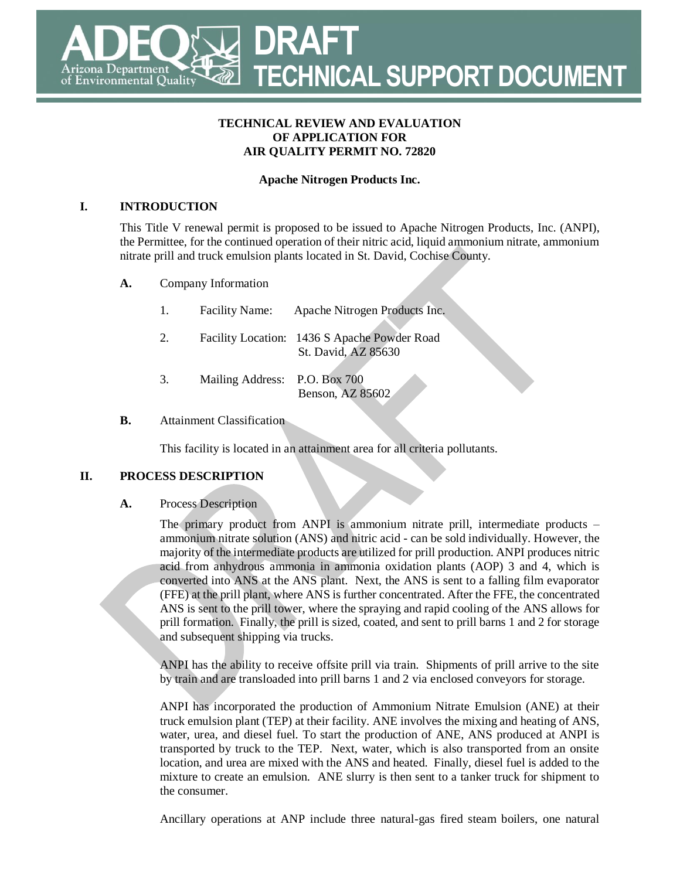# DRAFT TECHNICAL SUPPORT DOCUMENT

**TECHNICAL REVIEW AND EVALUATION**
**OF APPLICATION FOR**
**AIR QUALITY PERMIT NO. 72820**

**Apache Nitrogen Products Inc.**

## I. INTRODUCTION

This Title V renewal permit is proposed to be issued to Apache Nitrogen Products, Inc. (ANPI), the Permittee, for the continued operation of their nitric acid, liquid ammonium nitrate, ammonium nitrate prill and truck emulsion plants located in St. David, Cochise County.

### A. Company Information

1. Facility Name: Apache Nitrogen Products Inc.
2. Facility Location: 1436 S Apache Powder Road
   St. David, AZ 85630
3. Mailing Address: P.O. Box 700
   Benson, AZ 85602

### B. Attainment Classification

This facility is located in an attainment area for all criteria pollutants.

## II. PROCESS DESCRIPTION

### A. Process Description

The primary product from ANPI is ammonium nitrate prill, intermediate products – ammonium nitrate solution (ANS) and nitric acid - can be sold individually. However, the majority of the intermediate products are utilized for prill production. ANPI produces nitric acid from anhydrous ammonia in ammonia oxidation plants (AOP) 3 and 4, which is converted into ANS at the ANS plant. Next, the ANS is sent to a falling film evaporator (FFE) at the prill plant, where ANS is further concentrated. After the FFE, the concentrated ANS is sent to the prill tower, where the spraying and rapid cooling of the ANS allows for prill formation. Finally, the prill is sized, coated, and sent to prill barns 1 and 2 for storage and subsequent shipping via trucks.

ANPI has the ability to receive offsite prill via train. Shipments of prill arrive to the site by train and are transloaded into prill barns 1 and 2 via enclosed conveyors for storage.

ANPI has incorporated the production of Ammonium Nitrate Emulsion (ANE) at their truck emulsion plant (TEP) at their facility. ANE involves the mixing and heating of ANS, water, urea, and diesel fuel. To start the production of ANE, ANS produced at ANPI is transported by truck to the TEP. Next, water, which is also transported from an onsite location, and urea are mixed with the ANS and heated. Finally, diesel fuel is added to the mixture to create an emulsion. ANE slurry is then sent to a tanker truck for shipment to the consumer.

Ancillary operations at ANP include three natural-gas fired steam boilers, one natural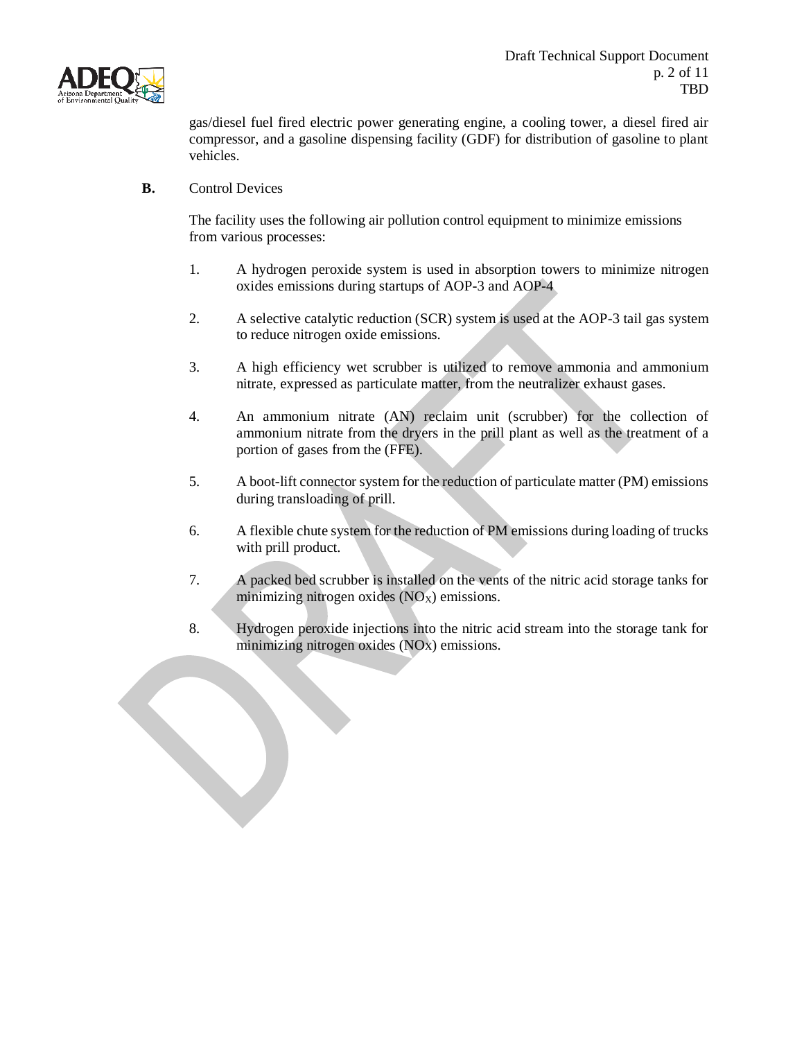gas/diesel fuel fired electric power generating engine, a cooling tower, a diesel fired air compressor, and a gasoline dispensing facility (GDF) for distribution of gasoline to plant vehicles.

**B.** Control Devices

The facility uses the following air pollution control equipment to minimize emissions from various processes:

1. A hydrogen peroxide system is used in absorption towers to minimize nitrogen oxides emissions during startups of AOP-3 and AOP-4
2. A selective catalytic reduction (SCR) system is used at the AOP-3 tail gas system to reduce nitrogen oxide emissions.
3. A high efficiency wet scrubber is utilized to remove ammonia and ammonium nitrate, expressed as particulate matter, from the neutralizer exhaust gases.
4. An ammonium nitrate (AN) reclaim unit (scrubber) for the collection of ammonium nitrate from the dryers in the prill plant as well as the treatment of a portion of gases from the (FFE).
5. A boot-lift connector system for the reduction of particulate matter (PM) emissions during transloading of prill.
6. A flexible chute system for the reduction of PM emissions during loading of trucks with prill product.
7. A packed bed scrubber is installed on the vents of the nitric acid storage tanks for minimizing nitrogen oxides ($NO_X$) emissions.
8. Hydrogen peroxide injections into the nitric acid stream into the storage tank for minimizing nitrogen oxides ($NO_x$) emissions.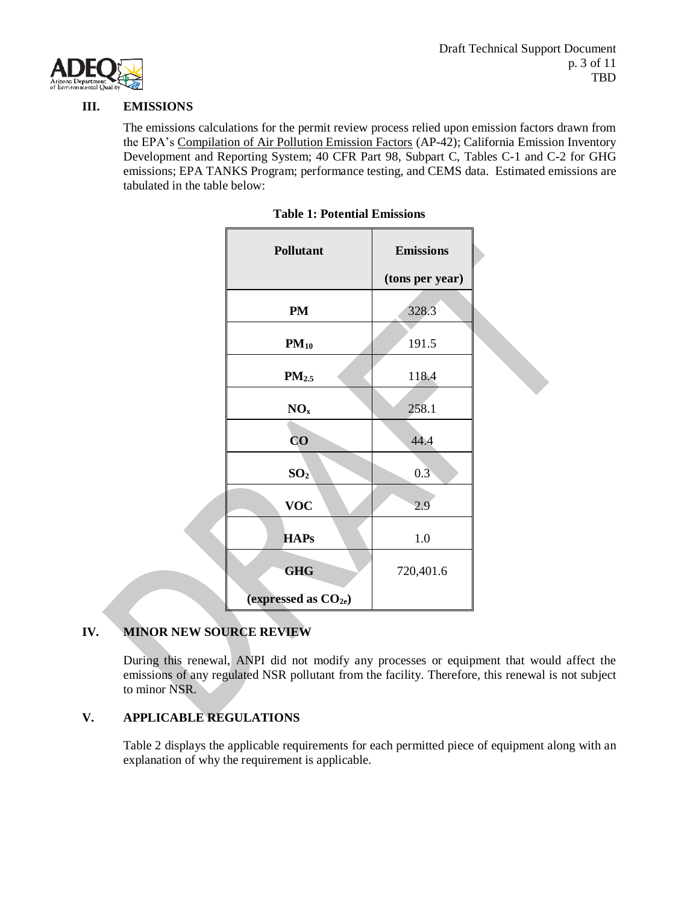## III. EMISSIONS

The emissions calculations for the permit review process relied upon emission factors drawn from the EPA's Compilation of Air Pollution Emission Factors (AP-42); California Emission Inventory Development and Reporting System; 40 CFR Part 98, Subpart C, Tables C-1 and C-2 for GHG emissions; EPA TANKS Program; performance testing, and CEMS data. Estimated emissions are tabulated in the table below:

**Table 1: Potential Emissions**

| Pollutant | Emissions (tons per year) |
|---|---|
| **PM** | 328.3 |
| **$PM_{10}$** | 191.5 |
| **$PM_{2.5}$** | 118.4 |
| **$NO_x$** | 258.1 |
| **CO** | 44.4 |
| **$SO_2$** | 0.3 |
| **VOC** | 2.9 |
| **HAPs** | 1.0 |
| **GHG (expressed as $CO_{2e}$)** | 720,401.6 |

## IV. MINOR NEW SOURCE REVIEW

During this renewal, ANPI did not modify any processes or equipment that would affect the emissions of any regulated NSR pollutant from the facility. Therefore, this renewal is not subject to minor NSR.

## V. APPLICABLE REGULATIONS

Table 2 displays the applicable requirements for each permitted piece of equipment along with an explanation of why the requirement is applicable.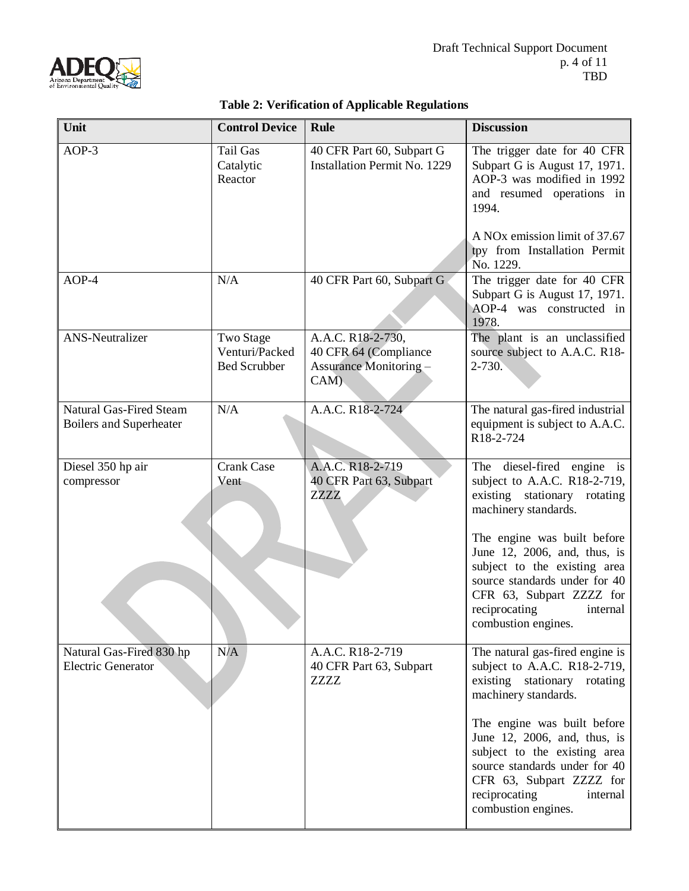**Table 2: Verification of Applicable Regulations**

| Unit | Control Device | Rule | Discussion |
|---|---|---|---|
| AOP-3 | Tail Gas Catalytic Reactor | 40 CFR Part 60, Subpart G<br>Installation Permit No. 1229 | The trigger date for 40 CFR Subpart G is August 17, 1971. AOP-3 was modified in 1992 and resumed operations in 1994.<br><br>A NOx emission limit of 37.67 tpy from Installation Permit No. 1229. |
| AOP-4 | N/A | 40 CFR Part 60, Subpart G | The trigger date for 40 CFR Subpart G is August 17, 1971. AOP-4 was constructed in 1978. |
| ANS-Neutralizer | Two Stage Venturi/Packed Bed Scrubber | A.A.C. R18-2-730,<br>40 CFR 64 (Compliance Assurance Monitoring – CAM) | The plant is an unclassified source subject to A.A.C. R18-2-730. |
| Natural Gas-Fired Steam Boilers and Superheater | N/A | A.A.C. R18-2-724 | The natural gas-fired industrial equipment is subject to A.A.C. R18-2-724 |
| Diesel 350 hp air compressor | Crank Case Vent | A.A.C. R18-2-719<br>40 CFR Part 63, Subpart ZZZZ | The diesel-fired engine is subject to A.A.C. R18-2-719, existing stationary rotating machinery standards.<br><br>The engine was built before June 12, 2006, and, thus, is subject to the existing area source standards under for 40 CFR 63, Subpart ZZZZ for reciprocating internal combustion engines. |
| Natural Gas-Fired 830 hp Electric Generator | N/A | A.A.C. R18-2-719<br>40 CFR Part 63, Subpart ZZZZ | The natural gas-fired engine is subject to A.A.C. R18-2-719, existing stationary rotating machinery standards.<br><br>The engine was built before June 12, 2006, and, thus, is subject to the existing area source standards under for 40 CFR 63, Subpart ZZZZ for reciprocating internal combustion engines. |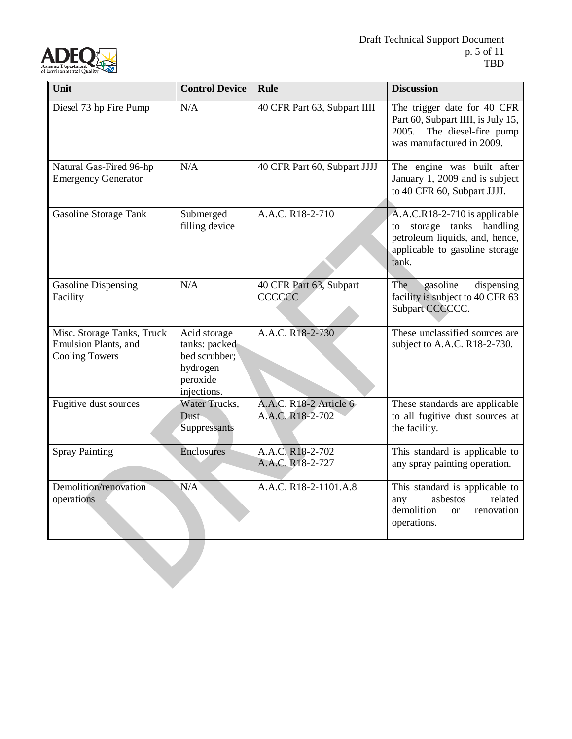| Unit | Control Device | Rule | Discussion |
| --- | --- | --- | --- |
| Diesel 73 hp Fire Pump | N/A | 40 CFR Part 63, Subpart IIII | The trigger date for 40 CFR Part 60, Subpart IIII, is July 15, 2005. The diesel-fire pump was manufactured in 2009. |
| Natural Gas-Fired 96-hp Emergency Generator | N/A | 40 CFR Part 60, Subpart JJJJ | The engine was built after January 1, 2009 and is subject to 40 CFR 60, Subpart JJJJ. |
| Gasoline Storage Tank | Submerged filling device | A.A.C. R18-2-710 | A.A.C.R18-2-710 is applicable to storage tanks handling petroleum liquids, and, hence, applicable to gasoline storage tank. |
| Gasoline Dispensing Facility | N/A | 40 CFR Part 63, Subpart CCCCCC | The gasoline dispensing facility is subject to 40 CFR 63 Subpart CCCCCC. |
| Misc. Storage Tanks, Truck Emulsion Plants, and Cooling Towers | Acid storage tanks: packed bed scrubber; hydrogen peroxide injections. | A.A.C. R18-2-730 | These unclassified sources are subject to A.A.C. R18-2-730. |
| Fugitive dust sources | Water Trucks, Dust Suppressants | A.A.C. R18-2 Article 6<br>A.A.C. R18-2-702 | These standards are applicable to all fugitive dust sources at the facility. |
| Spray Painting | Enclosures | A.A.C. R18-2-702<br>A.A.C. R18-2-727 | This standard is applicable to any spray painting operation. |
| Demolition/renovation operations | N/A | A.A.C. R18-2-1101.A.8 | This standard is applicable to any asbestos related demolition or renovation operations. |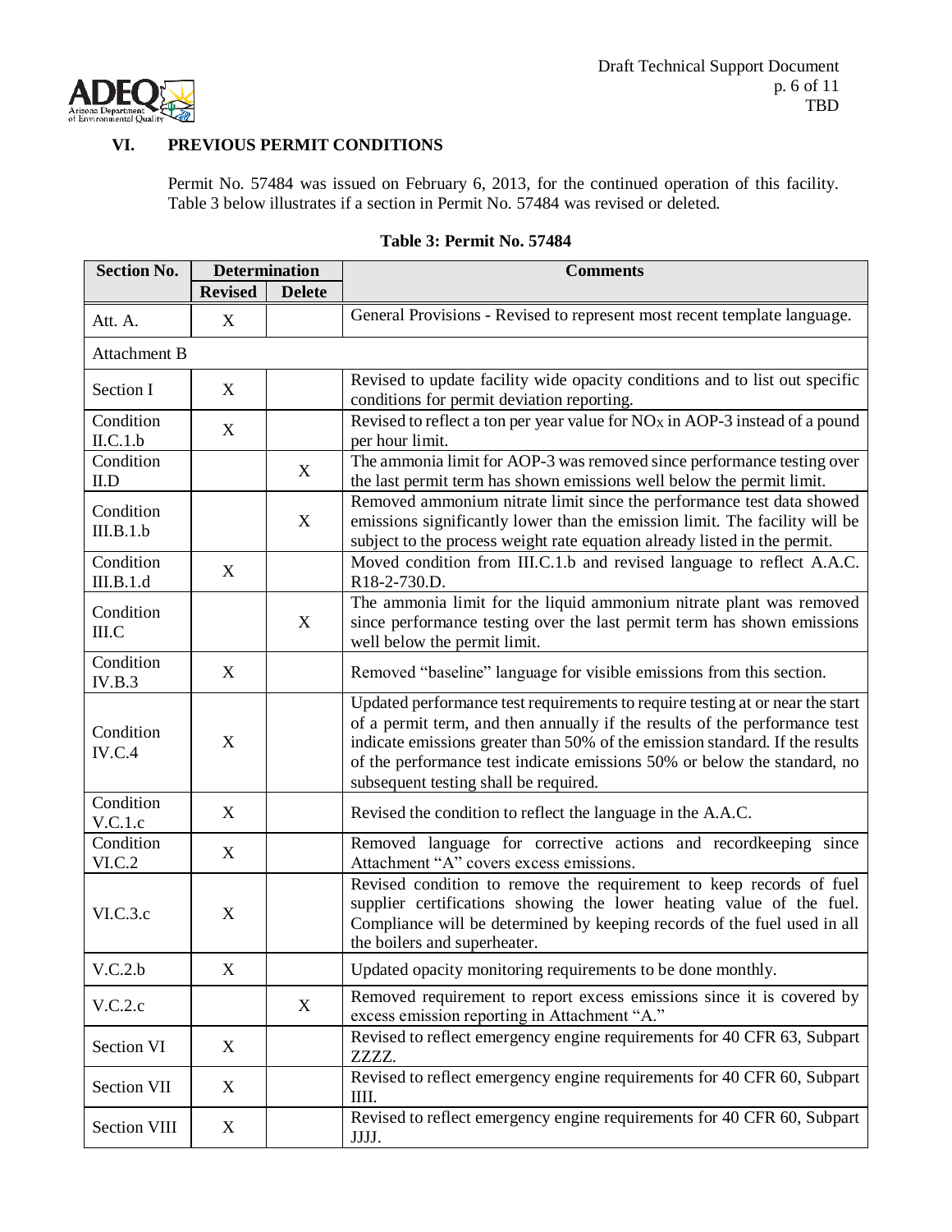## VI. PREVIOUS PERMIT CONDITIONS

Permit No. 57484 was issued on February 6, 2013, for the continued operation of this facility. Table 3 below illustrates if a section in Permit No. 57484 was revised or deleted.

**Table 3: Permit No. 57484**

| Section No. | Determination | | Comments |
|---|---|---|---|
| | Revised | Delete | |
| Att. A. | X | | General Provisions - Revised to represent most recent template language. |
| Attachment B | | | |
| Section I | X | | Revised to update facility wide opacity conditions and to list out specific conditions for permit deviation reporting. |
| Condition II.C.1.b | X | | Revised to reflect a ton per year value for $NO_X$ in AOP-3 instead of a pound per hour limit. |
| Condition II.D | | X | The ammonia limit for AOP-3 was removed since performance testing over the last permit term has shown emissions well below the permit limit. |
| Condition III.B.1.b | | X | Removed ammonium nitrate limit since the performance test data showed emissions significantly lower than the emission limit. The facility will be subject to the process weight rate equation already listed in the permit. |
| Condition III.B.1.d | X | | Moved condition from III.C.1.b and revised language to reflect A.A.C. R18-2-730.D. |
| Condition III.C | | X | The ammonia limit for the liquid ammonium nitrate plant was removed since performance testing over the last permit term has shown emissions well below the permit limit. |
| Condition IV.B.3 | X | | Removed "baseline" language for visible emissions from this section. |
| Condition IV.C.4 | X | | Updated performance test requirements to require testing at or near the start of a permit term, and then annually if the results of the performance test indicate emissions greater than 50% of the emission standard. If the results of the performance test indicate emissions 50% or below the standard, no subsequent testing shall be required. |
| Condition V.C.1.c | X | | Revised the condition to reflect the language in the A.A.C. |
| Condition VI.C.2 | X | | Removed language for corrective actions and recordkeeping since Attachment "A" covers excess emissions. |
| VI.C.3.c | X | | Revised condition to remove the requirement to keep records of fuel supplier certifications showing the lower heating value of the fuel. Compliance will be determined by keeping records of the fuel used in all the boilers and superheater. |
| V.C.2.b | X | | Updated opacity monitoring requirements to be done monthly. |
| V.C.2.c | | X | Removed requirement to report excess emissions since it is covered by excess emission reporting in Attachment "A." |
| Section VI | X | | Revised to reflect emergency engine requirements for 40 CFR 63, Subpart ZZZZ. |
| Section VII | X | | Revised to reflect emergency engine requirements for 40 CFR 60, Subpart IIII. |
| Section VIII | X | | Revised to reflect emergency engine requirements for 40 CFR 60, Subpart JJJJ. |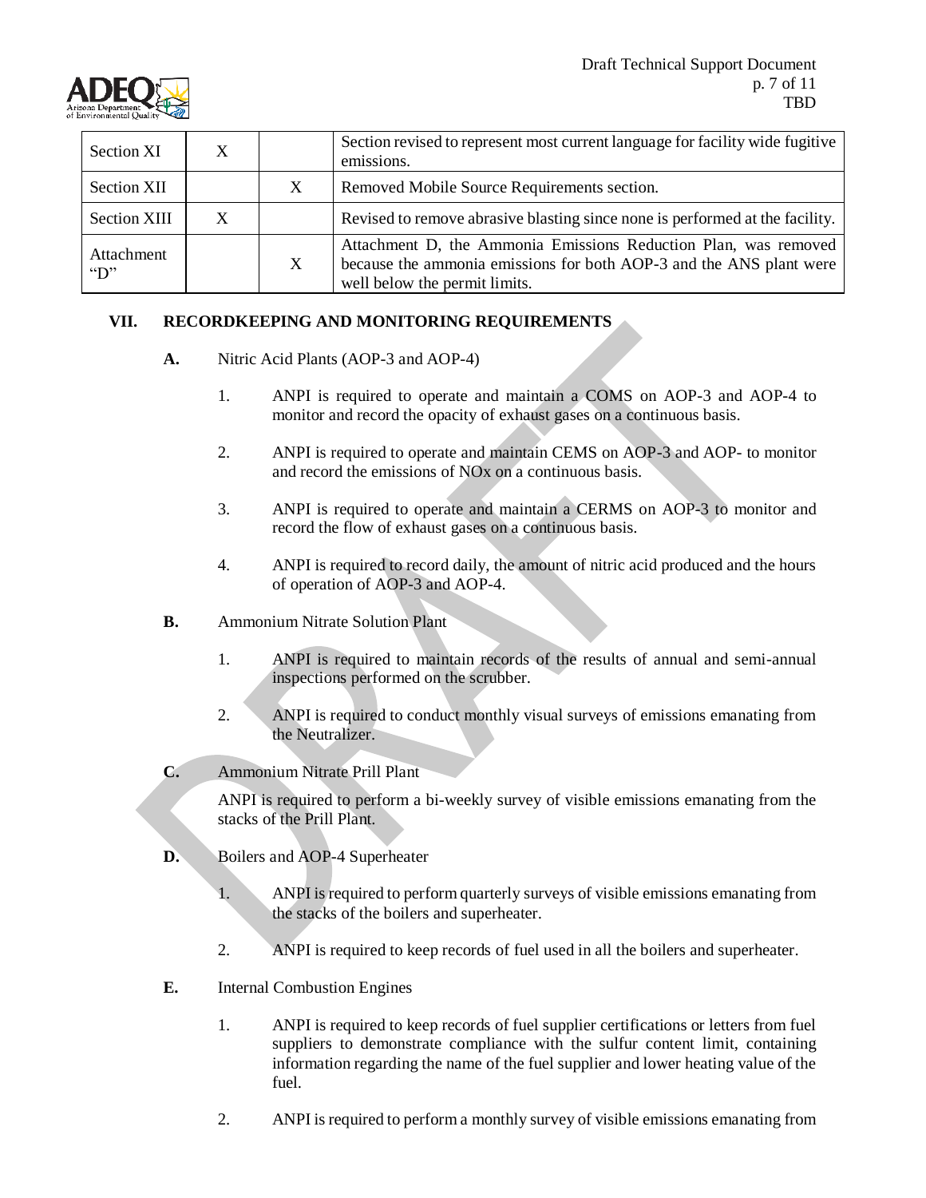| Section XI | X |  | Section revised to represent most current language for facility wide fugitive emissions. |
|---|---|---|---|
| Section XII |  | X | Removed Mobile Source Requirements section. |
| Section XIII | X |  | Revised to remove abrasive blasting since none is performed at the facility. |
| Attachment "D" |  | X | Attachment D, the Ammonia Emissions Reduction Plan, was removed because the ammonia emissions for both AOP-3 and the ANS plant were well below the permit limits. |

## VII. RECORDKEEPING AND MONITORING REQUIREMENTS

**A.** Nitric Acid Plants (AOP-3 and AOP-4)

1. ANPI is required to operate and maintain a COMS on AOP-3 and AOP-4 to monitor and record the opacity of exhaust gases on a continuous basis.

2. ANPI is required to operate and maintain CEMS on AOP-3 and AOP- to monitor and record the emissions of NOx on a continuous basis.

3. ANPI is required to operate and maintain a CERMS on AOP-3 to monitor and record the flow of exhaust gases on a continuous basis.

4. ANPI is required to record daily, the amount of nitric acid produced and the hours of operation of AOP-3 and AOP-4.

**B.** Ammonium Nitrate Solution Plant

1. ANPI is required to maintain records of the results of annual and semi-annual inspections performed on the scrubber.

2. ANPI is required to conduct monthly visual surveys of emissions emanating from the Neutralizer.

**C.** Ammonium Nitrate Prill Plant

ANPI is required to perform a bi-weekly survey of visible emissions emanating from the stacks of the Prill Plant.

**D.** Boilers and AOP-4 Superheater

1. ANPI is required to perform quarterly surveys of visible emissions emanating from the stacks of the boilers and superheater.

2. ANPI is required to keep records of fuel used in all the boilers and superheater.

**E.** Internal Combustion Engines

1. ANPI is required to keep records of fuel supplier certifications or letters from fuel suppliers to demonstrate compliance with the sulfur content limit, containing information regarding the name of the fuel supplier and lower heating value of the fuel.

2. ANPI is required to perform a monthly survey of visible emissions emanating from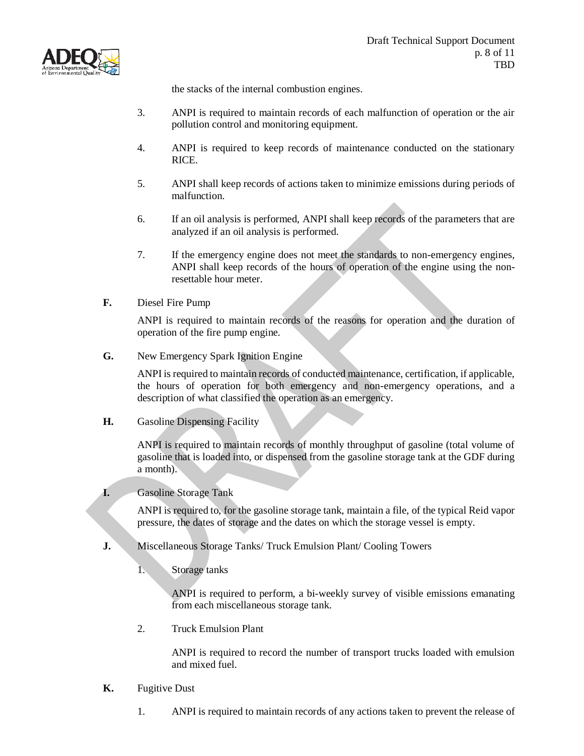the stacks of the internal combustion engines.

3. ANPI is required to maintain records of each malfunction of operation or the air pollution control and monitoring equipment.

4. ANPI is required to keep records of maintenance conducted on the stationary RICE.

5. ANPI shall keep records of actions taken to minimize emissions during periods of malfunction.

6. If an oil analysis is performed, ANPI shall keep records of the parameters that are analyzed if an oil analysis is performed.

7. If the emergency engine does not meet the standards to non-emergency engines, ANPI shall keep records of the hours of operation of the engine using the non-resettable hour meter.

**F.** Diesel Fire Pump

ANPI is required to maintain records of the reasons for operation and the duration of operation of the fire pump engine.

**G.** New Emergency Spark Ignition Engine

ANPI is required to maintain records of conducted maintenance, certification, if applicable, the hours of operation for both emergency and non-emergency operations, and a description of what classified the operation as an emergency.

**H.** Gasoline Dispensing Facility

ANPI is required to maintain records of monthly throughput of gasoline (total volume of gasoline that is loaded into, or dispensed from the gasoline storage tank at the GDF during a month).

**I.** Gasoline Storage Tank

ANPI is required to, for the gasoline storage tank, maintain a file, of the typical Reid vapor pressure, the dates of storage and the dates on which the storage vessel is empty.

**J.** Miscellaneous Storage Tanks/ Truck Emulsion Plant/ Cooling Towers

1. Storage tanks

   ANPI is required to perform, a bi-weekly survey of visible emissions emanating from each miscellaneous storage tank.

2. Truck Emulsion Plant

   ANPI is required to record the number of transport trucks loaded with emulsion and mixed fuel.

**K.** Fugitive Dust

1. ANPI is required to maintain records of any actions taken to prevent the release of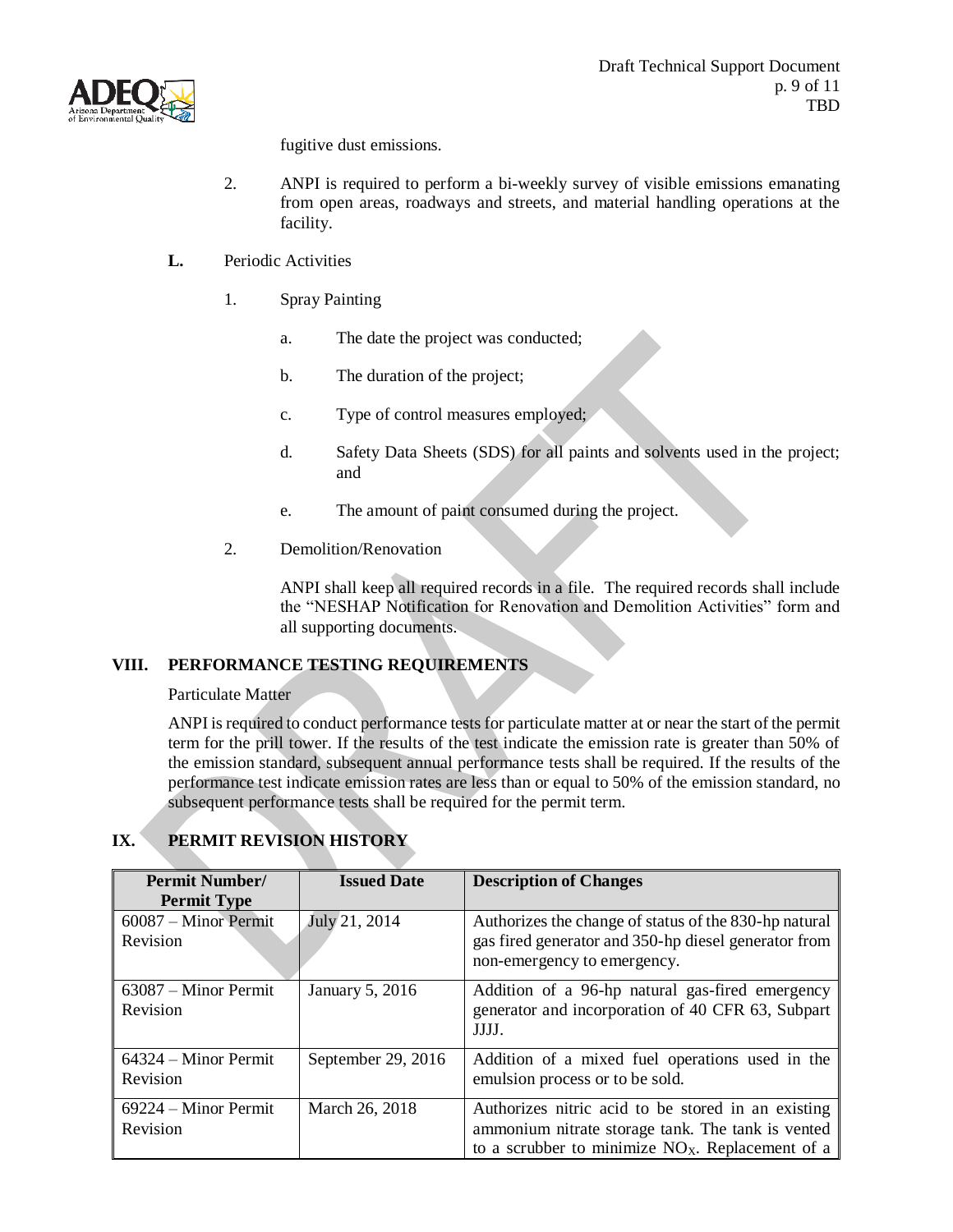fugitive dust emissions.

2. ANPI is required to perform a bi-weekly survey of visible emissions emanating from open areas, roadways and streets, and material handling operations at the facility.

**L.** Periodic Activities

1. Spray Painting

   a. The date the project was conducted;

   b. The duration of the project;

   c. Type of control measures employed;

   d. Safety Data Sheets (SDS) for all paints and solvents used in the project; and

   e. The amount of paint consumed during the project.

2. Demolition/Renovation

   ANPI shall keep all required records in a file. The required records shall include the "NESHAP Notification for Renovation and Demolition Activities" form and all supporting documents.

## VIII. PERFORMANCE TESTING REQUIREMENTS

Particulate Matter

ANPI is required to conduct performance tests for particulate matter at or near the start of the permit term for the prill tower. If the results of the test indicate the emission rate is greater than 50% of the emission standard, subsequent annual performance tests shall be required. If the results of the performance test indicate emission rates are less than or equal to 50% of the emission standard, no subsequent performance tests shall be required for the permit term.

## IX. PERMIT REVISION HISTORY

| Permit Number/ Permit Type | Issued Date | Description of Changes |
|---|---|---|
| 60087 – Minor Permit Revision | July 21, 2014 | Authorizes the change of status of the 830-hp natural gas fired generator and 350-hp diesel generator from non-emergency to emergency. |
| 63087 – Minor Permit Revision | January 5, 2016 | Addition of a 96-hp natural gas-fired emergency generator and incorporation of 40 CFR 63, Subpart JJJJ. |
| 64324 – Minor Permit Revision | September 29, 2016 | Addition of a mixed fuel operations used in the emulsion process or to be sold. |
| 69224 – Minor Permit Revision | March 26, 2018 | Authorizes nitric acid to be stored in an existing ammonium nitrate storage tank. The tank is vented to a scrubber to minimize $NO_X$. Replacement of a |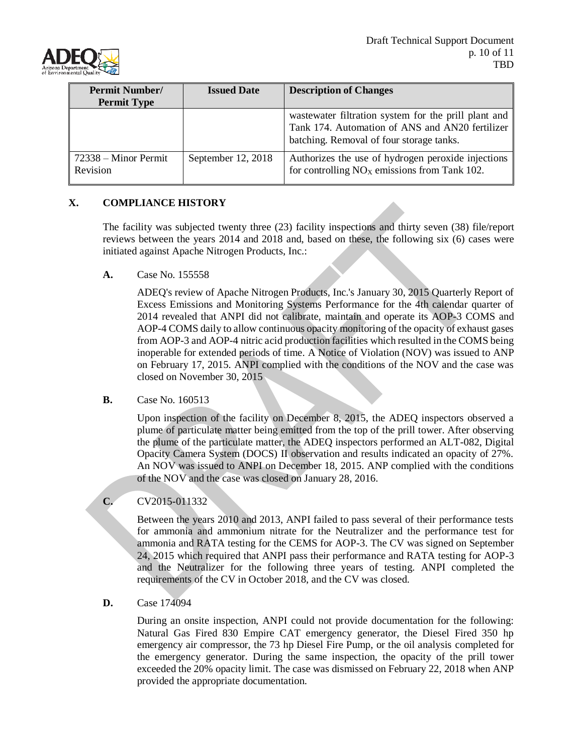| Permit Number/ Permit Type | Issued Date | Description of Changes |
|---|---|---|
| | | wastewater filtration system for the prill plant and Tank 174. Automation of ANS and AN20 fertilizer batching. Removal of four storage tanks. |
| 72338 – Minor Permit Revision | September 12, 2018 | Authorizes the use of hydrogen peroxide injections for controlling $NO_X$ emissions from Tank 102. |

## X. COMPLIANCE HISTORY

The facility was subjected twenty three (23) facility inspections and thirty seven (38) file/report reviews between the years 2014 and 2018 and, based on these, the following six (6) cases were initiated against Apache Nitrogen Products, Inc.:

**A.** Case No. 155558

ADEQ's review of Apache Nitrogen Products, Inc.'s January 30, 2015 Quarterly Report of Excess Emissions and Monitoring Systems Performance for the 4th calendar quarter of 2014 revealed that ANPI did not calibrate, maintain and operate its AOP-3 COMS and AOP-4 COMS daily to allow continuous opacity monitoring of the opacity of exhaust gases from AOP-3 and AOP-4 nitric acid production facilities which resulted in the COMS being inoperable for extended periods of time. A Notice of Violation (NOV) was issued to ANP on February 17, 2015. ANPI complied with the conditions of the NOV and the case was closed on November 30, 2015

**B.** Case No. 160513

Upon inspection of the facility on December 8, 2015, the ADEQ inspectors observed a plume of particulate matter being emitted from the top of the prill tower. After observing the plume of the particulate matter, the ADEQ inspectors performed an ALT-082, Digital Opacity Camera System (DOCS) II observation and results indicated an opacity of 27%. An NOV was issued to ANPI on December 18, 2015. ANP complied with the conditions of the NOV and the case was closed on January 28, 2016.

**C.** CV2015-011332

Between the years 2010 and 2013, ANPI failed to pass several of their performance tests for ammonia and ammonium nitrate for the Neutralizer and the performance test for ammonia and RATA testing for the CEMS for AOP-3. The CV was signed on September 24, 2015 which required that ANPI pass their performance and RATA testing for AOP-3 and the Neutralizer for the following three years of testing. ANPI completed the requirements of the CV in October 2018, and the CV was closed.

**D.** Case 174094

During an onsite inspection, ANPI could not provide documentation for the following: Natural Gas Fired 830 Empire CAT emergency generator, the Diesel Fired 350 hp emergency air compressor, the 73 hp Diesel Fire Pump, or the oil analysis completed for the emergency generator. During the same inspection, the opacity of the prill tower exceeded the 20% opacity limit. The case was dismissed on February 22, 2018 when ANP provided the appropriate documentation.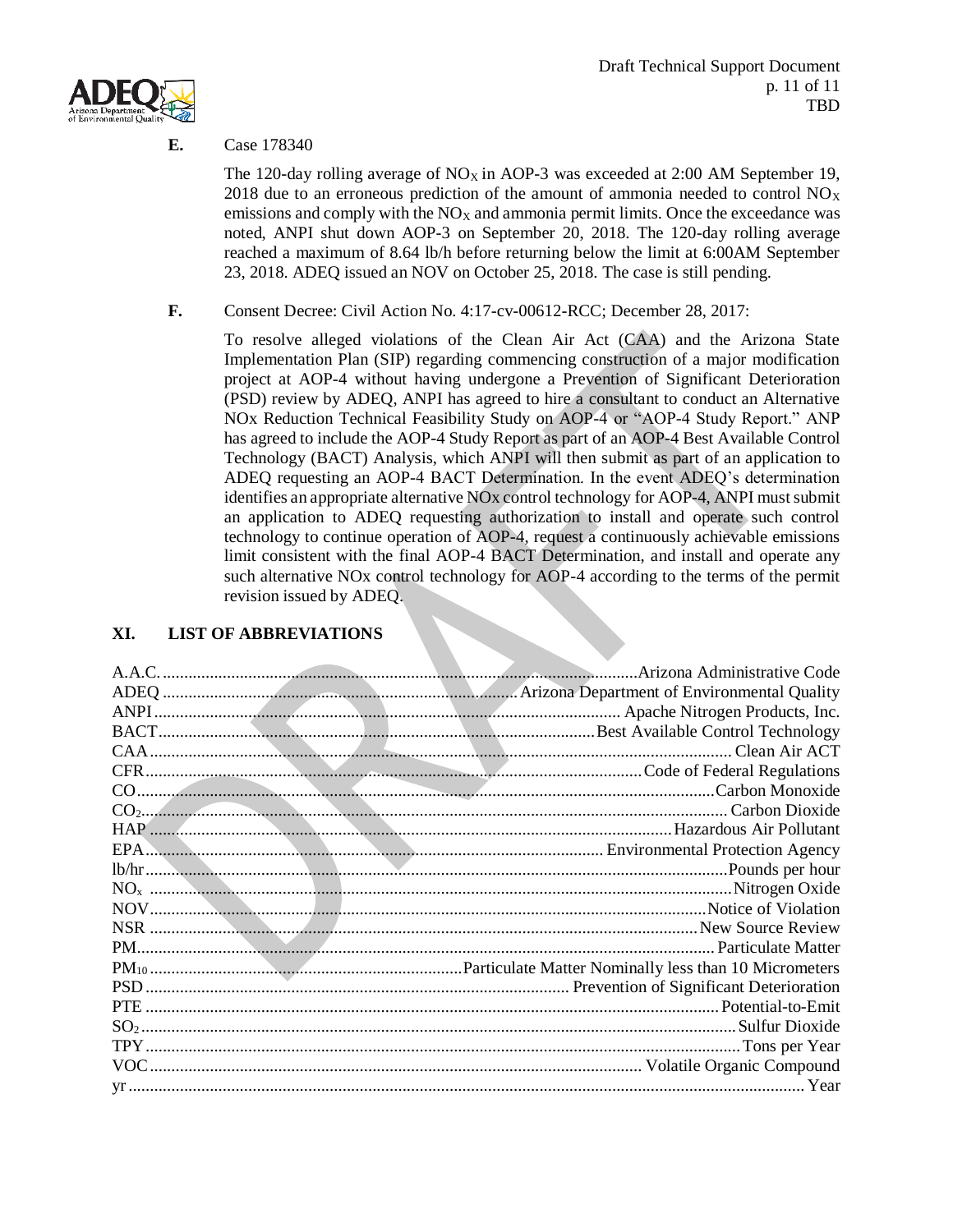**E.** Case 178340

The 120-day rolling average of $NO_X$ in AOP-3 was exceeded at 2:00 AM September 19, 2018 due to an erroneous prediction of the amount of ammonia needed to control $NO_X$ emissions and comply with the $NO_X$ and ammonia permit limits. Once the exceedance was noted, ANPI shut down AOP-3 on September 20, 2018. The 120-day rolling average reached a maximum of 8.64 lb/h before returning below the limit at 6:00AM September 23, 2018. ADEQ issued an NOV on October 25, 2018. The case is still pending.

**F.** Consent Decree: Civil Action No. 4:17-cv-00612-RCC; December 28, 2017:

To resolve alleged violations of the Clean Air Act (CAA) and the Arizona State Implementation Plan (SIP) regarding commencing construction of a major modification project at AOP-4 without having undergone a Prevention of Significant Deterioration (PSD) review by ADEQ, ANPI has agreed to hire a consultant to conduct an Alternative NOx Reduction Technical Feasibility Study on AOP-4 or "AOP-4 Study Report." ANP has agreed to include the AOP-4 Study Report as part of an AOP-4 Best Available Control Technology (BACT) Analysis, which ANPI will then submit as part of an application to ADEQ requesting an AOP-4 BACT Determination. In the event ADEQ's determination identifies an appropriate alternative NOx control technology for AOP-4, ANPI must submit an application to ADEQ requesting authorization to install and operate such control technology to continue operation of AOP-4, request a continuously achievable emissions limit consistent with the final AOP-4 BACT Determination, and install and operate any such alternative NOx control technology for AOP-4 according to the terms of the permit revision issued by ADEQ.

## XI. LIST OF ABBREVIATIONS

| | |
|---|---|
| A.A.C. | Arizona Administrative Code |
| ADEQ | Arizona Department of Environmental Quality |
| ANPI | Apache Nitrogen Products, Inc. |
| BACT | Best Available Control Technology |
| CAA | Clean Air ACT |
| CFR | Code of Federal Regulations |
| CO | Carbon Monoxide |
| $CO_2$ | Carbon Dioxide |
| HAP | Hazardous Air Pollutant |
| EPA | Environmental Protection Agency |
| lb/hr | Pounds per hour |
| $NO_x$ | Nitrogen Oxide |
| NOV | Notice of Violation |
| NSR | New Source Review |
| PM | Particulate Matter |
| $PM_{10}$ | Particulate Matter Nominally less than 10 Micrometers |
| PSD | Prevention of Significant Deterioration |
| PTE | Potential-to-Emit |
| $SO_2$ | Sulfur Dioxide |
| TPY | Tons per Year |
| VOC | Volatile Organic Compound |
| yr | Year |